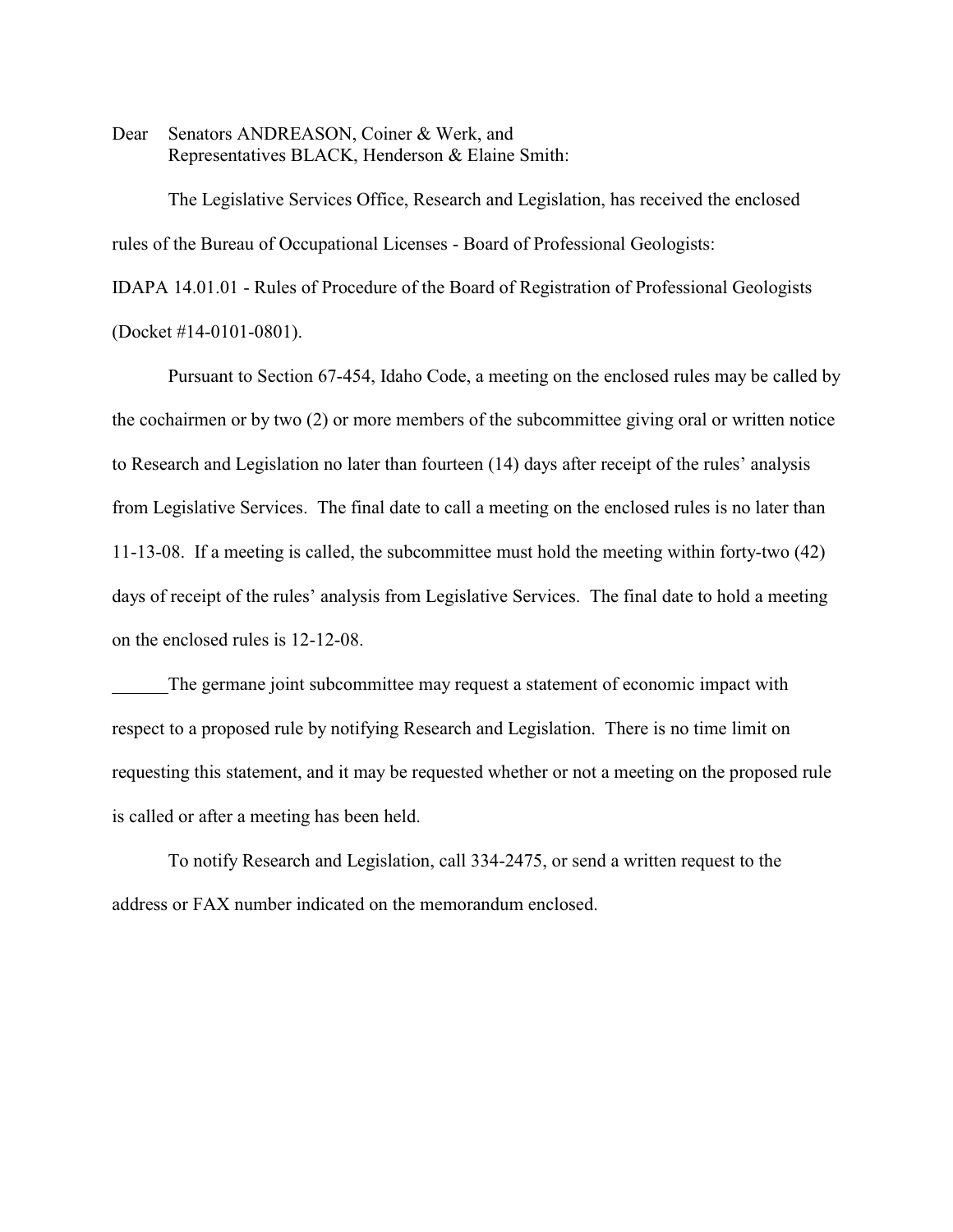Dear Senators ANDREASON, Coiner & Werk, and
Representatives BLACK, Henderson & Elaine Smith:

The Legislative Services Office, Research and Legislation, has received the enclosed rules of the Bureau of Occupational Licenses - Board of Professional Geologists: IDAPA 14.01.01 - Rules of Procedure of the Board of Registration of Professional Geologists (Docket #14-0101-0801).

Pursuant to Section 67-454, Idaho Code, a meeting on the enclosed rules may be called by the cochairmen or by two (2) or more members of the subcommittee giving oral or written notice to Research and Legislation no later than fourteen (14) days after receipt of the rules' analysis from Legislative Services. The final date to call a meeting on the enclosed rules is no later than 11-13-08. If a meeting is called, the subcommittee must hold the meeting within forty-two (42) days of receipt of the rules' analysis from Legislative Services. The final date to hold a meeting on the enclosed rules is 12-12-08.

______The germane joint subcommittee may request a statement of economic impact with respect to a proposed rule by notifying Research and Legislation. There is no time limit on requesting this statement, and it may be requested whether or not a meeting on the proposed rule is called or after a meeting has been held.

To notify Research and Legislation, call 334-2475, or send a written request to the address or FAX number indicated on the memorandum enclosed.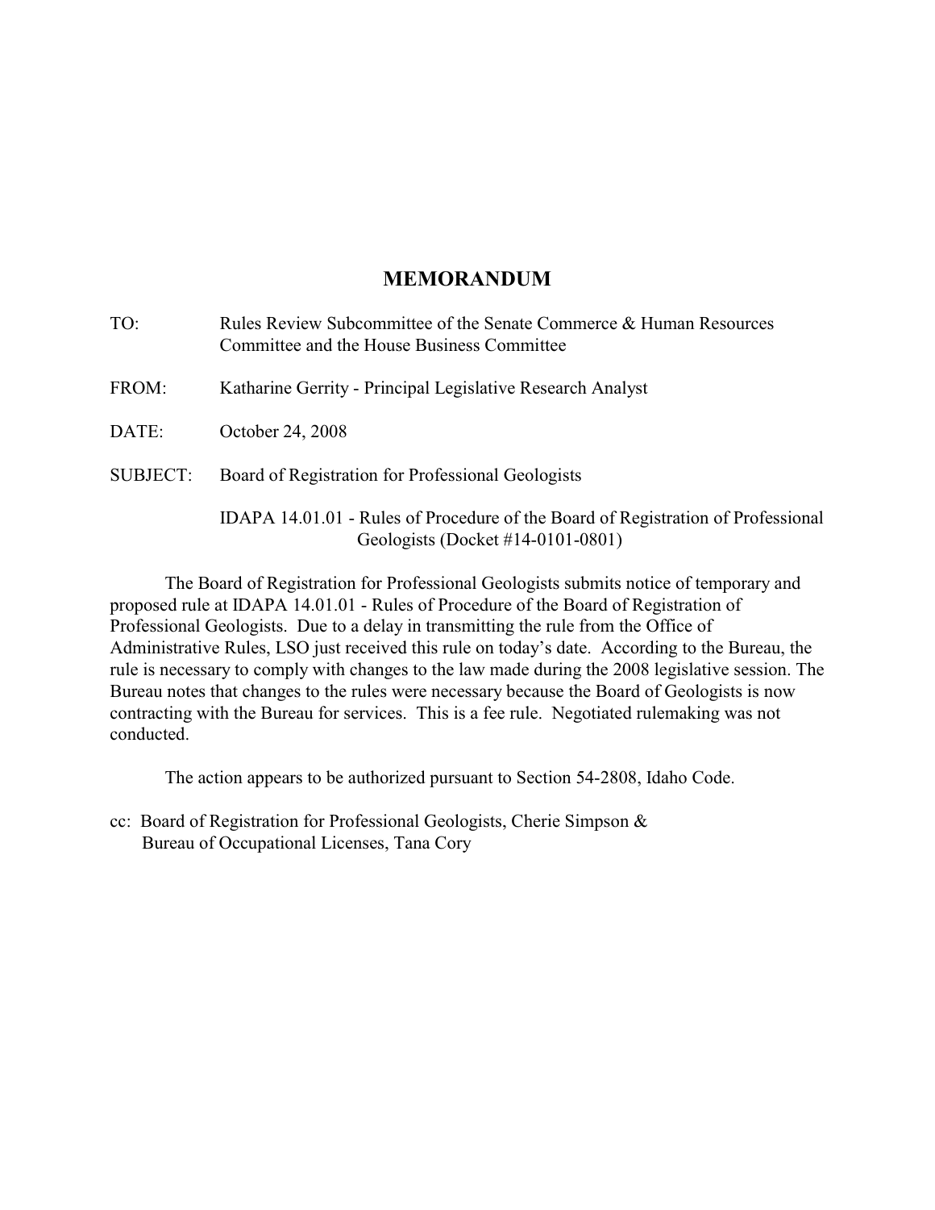# MEMORANDUM

TO: Rules Review Subcommittee of the Senate Commerce & Human Resources Committee and the House Business Committee

FROM: Katharine Gerrity - Principal Legislative Research Analyst

DATE: October 24, 2008

SUBJECT: Board of Registration for Professional Geologists

IDAPA 14.01.01 - Rules of Procedure of the Board of Registration of Professional Geologists (Docket #14-0101-0801)

The Board of Registration for Professional Geologists submits notice of temporary and proposed rule at IDAPA 14.01.01 - Rules of Procedure of the Board of Registration of Professional Geologists. Due to a delay in transmitting the rule from the Office of Administrative Rules, LSO just received this rule on today's date. According to the Bureau, the rule is necessary to comply with changes to the law made during the 2008 legislative session. The Bureau notes that changes to the rules were necessary because the Board of Geologists is now contracting with the Bureau for services. This is a fee rule. Negotiated rulemaking was not conducted.

The action appears to be authorized pursuant to Section 54-2808, Idaho Code.

cc: Board of Registration for Professional Geologists, Cherie Simpson &
Bureau of Occupational Licenses, Tana Cory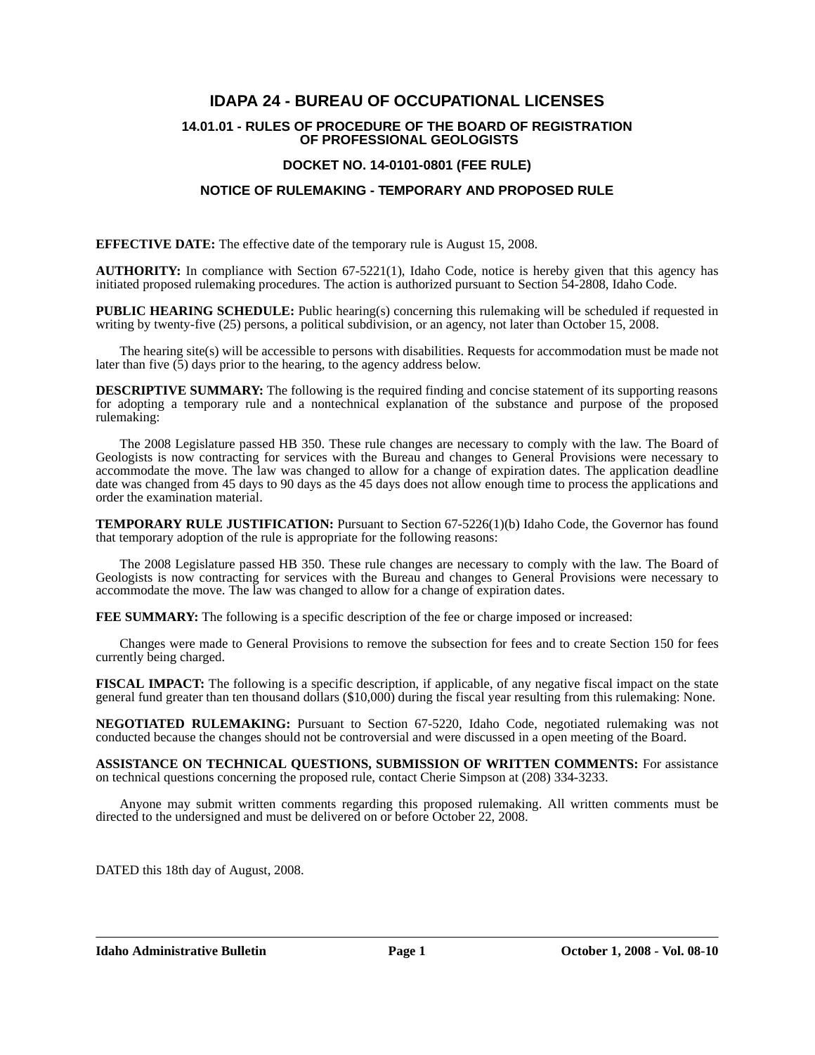# IDAPA 24 - BUREAU OF OCCUPATIONAL LICENSES

## 14.01.01 - RULES OF PROCEDURE OF THE BOARD OF REGISTRATION OF PROFESSIONAL GEOLOGISTS

### DOCKET NO. 14-0101-0801 (FEE RULE)

### NOTICE OF RULEMAKING - TEMPORARY AND PROPOSED RULE

**EFFECTIVE DATE:** The effective date of the temporary rule is August 15, 2008.

**AUTHORITY:** In compliance with Section 67-5221(1), Idaho Code, notice is hereby given that this agency has initiated proposed rulemaking procedures. The action is authorized pursuant to Section 54-2808, Idaho Code.

**PUBLIC HEARING SCHEDULE:** Public hearing(s) concerning this rulemaking will be scheduled if requested in writing by twenty-five (25) persons, a political subdivision, or an agency, not later than October 15, 2008.

The hearing site(s) will be accessible to persons with disabilities. Requests for accommodation must be made not later than five (5) days prior to the hearing, to the agency address below.

**DESCRIPTIVE SUMMARY:** The following is the required finding and concise statement of its supporting reasons for adopting a temporary rule and a nontechnical explanation of the substance and purpose of the proposed rulemaking:

The 2008 Legislature passed HB 350. These rule changes are necessary to comply with the law. The Board of Geologists is now contracting for services with the Bureau and changes to General Provisions were necessary to accommodate the move. The law was changed to allow for a change of expiration dates. The application deadline date was changed from 45 days to 90 days as the 45 days does not allow enough time to process the applications and order the examination material.

**TEMPORARY RULE JUSTIFICATION:** Pursuant to Section 67-5226(1)(b) Idaho Code, the Governor has found that temporary adoption of the rule is appropriate for the following reasons:

The 2008 Legislature passed HB 350. These rule changes are necessary to comply with the law. The Board of Geologists is now contracting for services with the Bureau and changes to General Provisions were necessary to accommodate the move. The law was changed to allow for a change of expiration dates.

**FEE SUMMARY:** The following is a specific description of the fee or charge imposed or increased:

Changes were made to General Provisions to remove the subsection for fees and to create Section 150 for fees currently being charged.

**FISCAL IMPACT:** The following is a specific description, if applicable, of any negative fiscal impact on the state general fund greater than ten thousand dollars ($10,000) during the fiscal year resulting from this rulemaking: None.

**NEGOTIATED RULEMAKING:** Pursuant to Section 67-5220, Idaho Code, negotiated rulemaking was not conducted because the changes should not be controversial and were discussed in a open meeting of the Board.

**ASSISTANCE ON TECHNICAL QUESTIONS, SUBMISSION OF WRITTEN COMMENTS:** For assistance on technical questions concerning the proposed rule, contact Cherie Simpson at (208) 334-3233.

Anyone may submit written comments regarding this proposed rulemaking. All written comments must be directed to the undersigned and must be delivered on or before October 22, 2008.

DATED this 18th day of August, 2008.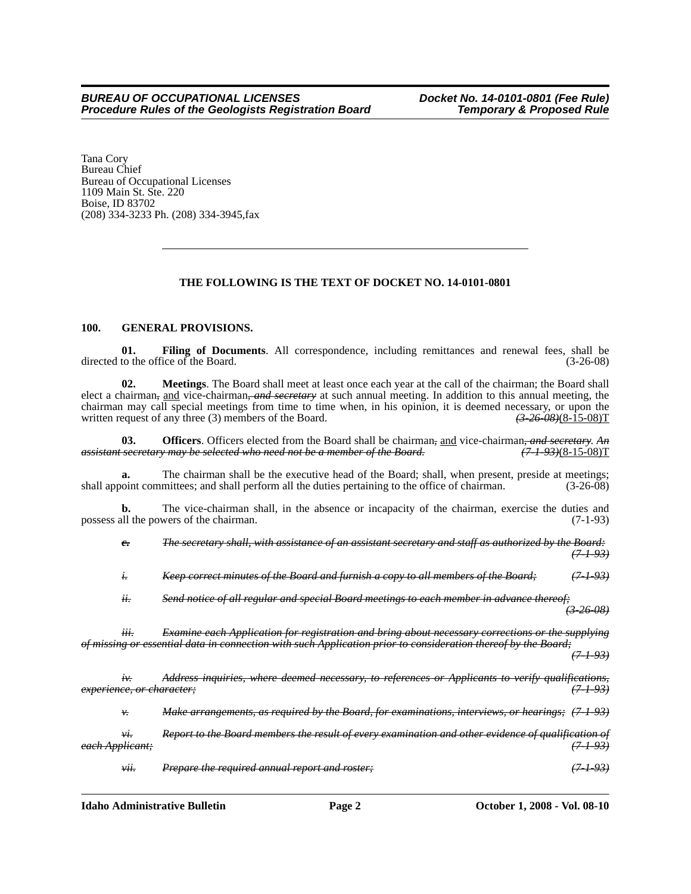Tana Cory
Bureau Chief
Bureau of Occupational Licenses
1109 Main St. Ste. 220
Boise, ID 83702
(208) 334-3233 Ph. (208) 334-3945,fax

---

**THE FOLLOWING IS THE TEXT OF DOCKET NO. 14-0101-0801**

**100. GENERAL PROVISIONS.**

**01. Filing of Documents**. All correspondence, including remittances and renewal fees, shall be directed to the office of the Board. (3-26-08)

**02. Meetings**. The Board shall meet at least once each year at the call of the chairman; the Board shall elect a chairman~~,~~ and vice-chairman~~, *and secretary*~~ at such annual meeting. In addition to this annual meeting, the chairman may call special meetings from time to time when, in his opinion, it is deemed necessary, or upon the written request of any three (3) members of the Board. ~~*(3-26-08)*~~(8-15-08)T

**03. Officers**. Officers elected from the Board shall be chairman~~,~~ and vice-chairman~~*, and secretary*~~. ~~*An assistant secretary may be selected who need not be a member of the Board.*~~ ~~*(7-1-93)*~~(8-15-08)T

**a.** The chairman shall be the executive head of the Board; shall, when present, preside at meetings; shall appoint committees; and shall perform all the duties pertaining to the office of chairman. (3-26-08)

**b.** The vice-chairman shall, in the absence or incapacity of the chairman, exercise the duties and possess all the powers of the chairman. (7-1-93)

~~***c.*** *The secretary shall, with assistance of an assistant secretary and staff as authorized by the Board: (7-1-93)*~~

~~*i. Keep correct minutes of the Board and furnish a copy to all members of the Board; (7-1-93)*~~

~~*ii. Send notice of all regular and special Board meetings to each member in advance thereof; (3-26-08)*~~

~~*iii. Examine each Application for registration and bring about necessary corrections or the supplying of missing or essential data in connection with such Application prior to consideration thereof by the Board; (7-1-93)*~~

~~*iv. Address inquiries, where deemed necessary, to references or Applicants to verify qualifications, experience, or character; (7-1-93)*~~

~~*v. Make arrangements, as required by the Board, for examinations, interviews, or hearings; (7-1-93)*~~

~~*vi. Report to the Board members the result of every examination and other evidence of qualification of each Applicant; (7-1-93)*~~

~~*vii. Prepare the required annual report and roster; (7-1-93)*~~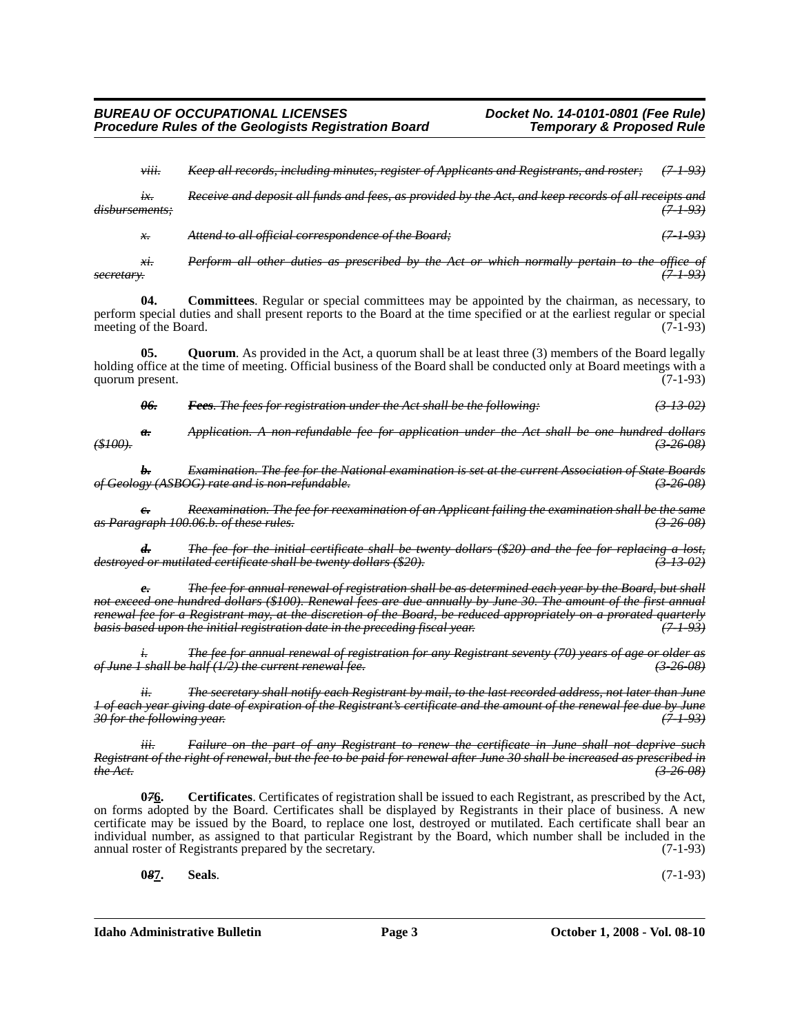*~~viii. Keep all records, including minutes, register of Applicants and Registrants, and roster; (7-1-93)~~*

*~~ix. Receive and deposit all funds and fees, as provided by the Act, and keep records of all receipts and disbursements; (7-1-93)~~*

*~~x. Attend to all official correspondence of the Board; (7-1-93)~~*

*~~xi. Perform all other duties as prescribed by the Act or which normally pertain to the office of secretary. (7-1-93)~~*

**04. Committees**. Regular or special committees may be appointed by the chairman, as necessary, to perform special duties and shall present reports to the Board at the time specified or at the earliest regular or special meeting of the Board. (7-1-93)

**05. Quorum**. As provided in the Act, a quorum shall be at least three (3) members of the Board legally holding office at the time of meeting. Official business of the Board shall be conducted only at Board meetings with a quorum present. (7-1-93)

*~~**06. Fees**. The fees for registration under the Act shall be the following: (3-13-02)~~*

*~~**a.** Application. A non-refundable fee for application under the Act shall be one hundred dollars ($100). (3-26-08)~~*

*~~**b.** Examination. The fee for the National examination is set at the current Association of State Boards of Geology (ASBOG) rate and is non-refundable. (3-26-08)~~*

*~~**c.** Reexamination. The fee for reexamination of an Applicant failing the examination shall be the same as Paragraph 100.06.b. of these rules. (3-26-08)~~*

*~~**d.** The fee for the initial certificate shall be twenty dollars ($20) and the fee for replacing a lost, destroyed or mutilated certificate shall be twenty dollars ($20). (3-13-02)~~*

*~~**e.** The fee for annual renewal of registration shall be as determined each year by the Board, but shall not exceed one hundred dollars ($100). Renewal fees are due annually by June 30. The amount of the first annual renewal fee for a Registrant may, at the discretion of the Board, be reduced appropriately on a prorated quarterly basis based upon the initial registration date in the preceding fiscal year. (7-1-93)~~*

*~~i. The fee for annual renewal of registration for any Registrant seventy (70) years of age or older as of June 1 shall be half (1/2) the current renewal fee. (3-26-08)~~*

*~~ii. The secretary shall notify each Registrant by mail, to the last recorded address, not later than June 1 of each year giving date of expiration of the Registrant's certificate and the amount of the renewal fee due by June 30 for the following year. (7-1-93)~~*

*~~iii. Failure on the part of any Registrant to renew the certificate in June shall not deprive such Registrant of the right of renewal, but the fee to be paid for renewal after June 30 shall be increased as prescribed in the Act. (3-26-08)~~*

**0~~7~~6. Certificates**. Certificates of registration shall be issued to each Registrant, as prescribed by the Act, on forms adopted by the Board. Certificates shall be displayed by Registrants in their place of business. A new certificate may be issued by the Board, to replace one lost, destroyed or mutilated. Each certificate shall bear an individual number, as assigned to that particular Registrant by the Board, which number shall be included in the annual roster of Registrants prepared by the secretary. (7-1-93)

**0~~8~~7. Seals**. (7-1-93)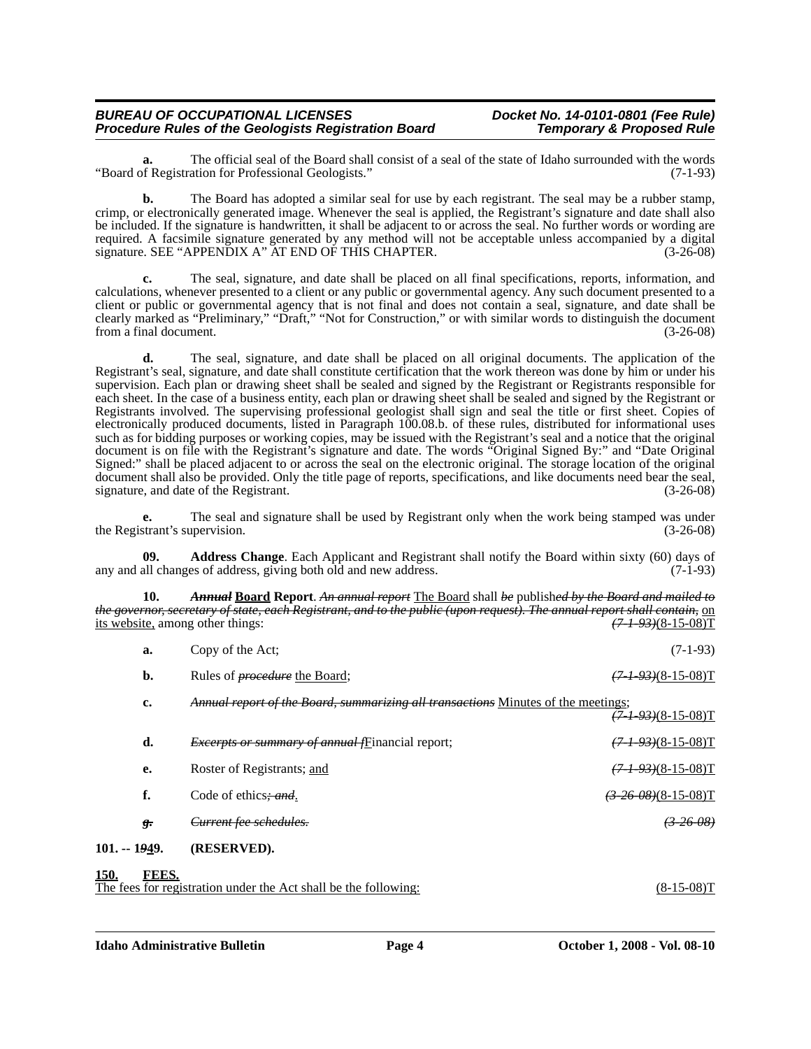**a.** The official seal of the Board shall consist of a seal of the state of Idaho surrounded with the words "Board of Registration for Professional Geologists." (7-1-93)

**b.** The Board has adopted a similar seal for use by each registrant. The seal may be a rubber stamp, crimp, or electronically generated image. Whenever the seal is applied, the Registrant's signature and date shall also be included. If the signature is handwritten, it shall be adjacent to or across the seal. No further words or wording are required. A facsimile signature generated by any method will not be acceptable unless accompanied by a digital signature. SEE "APPENDIX A" AT END OF THIS CHAPTER. (3-26-08)

**c.** The seal, signature, and date shall be placed on all final specifications, reports, information, and calculations, whenever presented to a client or any public or governmental agency. Any such document presented to a client or public or governmental agency that is not final and does not contain a seal, signature, and date shall be clearly marked as "Preliminary," "Draft," "Not for Construction," or with similar words to distinguish the document from a final document. (3-26-08)

**d.** The seal, signature, and date shall be placed on all original documents. The application of the Registrant's seal, signature, and date shall constitute certification that the work thereon was done by him or under his supervision. Each plan or drawing sheet shall be sealed and signed by the Registrant or Registrants responsible for each sheet. In the case of a business entity, each plan or drawing sheet shall be sealed and signed by the Registrant or Registrants involved. The supervising professional geologist shall sign and seal the title or first sheet. Copies of electronically produced documents, listed in Paragraph 100.08.b. of these rules, distributed for informational uses such as for bidding purposes or working copies, may be issued with the Registrant's seal and a notice that the original document is on file with the Registrant's signature and date. The words "Original Signed By:" and "Date Original Signed:" shall be placed adjacent to or across the seal on the electronic original. The storage location of the original document shall also be provided. Only the title page of reports, specifications, and like documents need bear the seal, signature, and date of the Registrant. (3-26-08)

**e.** The seal and signature shall be used by Registrant only when the work being stamped was under the Registrant's supervision. (3-26-08)

**09. Address Change**. Each Applicant and Registrant shall notify the Board within sixty (60) days of any and all changes of address, giving both old and new address. (7-1-93)

**10.** ~~*Annual*~~ <u>**Board**</u> **Report**. ~~*An annual report*~~ <u>The Board</u> shall ~~*be*~~ publish~~*ed by the Board and mailed to the governor, secretary of state, each Registrant, and to the public (upon request). The annual report shall contain,*~~ <u>on its website,</u> among other things: ~~*(7-1-93)*~~(8-15-08)T

**a.** Copy of the Act; (7-1-93)

**b.** Rules of ~~*procedure*~~ <u>the Board</u>; ~~*(7-1-93)*~~(8-15-08)T

**c.** ~~*Annual report of the Board, summarizing all transactions*~~ <u>Minutes of the meetings</u>; ~~*(7-1-93)*~~(8-15-08)T

**d.** ~~*Excerpts or summary of annual f*~~<u>F</u>inancial report; ~~*(7-1-93)*~~(8-15-08)T

**e.** Roster of Registrants; <u>and</u> ~~*(7-1-93)*~~(8-15-08)T

**f.** Code of ethics~~*; and*~~<u>.</u> ~~*(3-26-08)*~~(8-15-08)T

~~***g.***~~ ~~*Current fee schedules.*~~ ~~*(3-26-08)*~~

**101. -- 1~~*9*~~<u>4</u>9. (RESERVED).**

<u>**150. FEES.**</u>

<u>The fees for registration under the Act shall be the following:</u> <u>(8-15-08)T</u>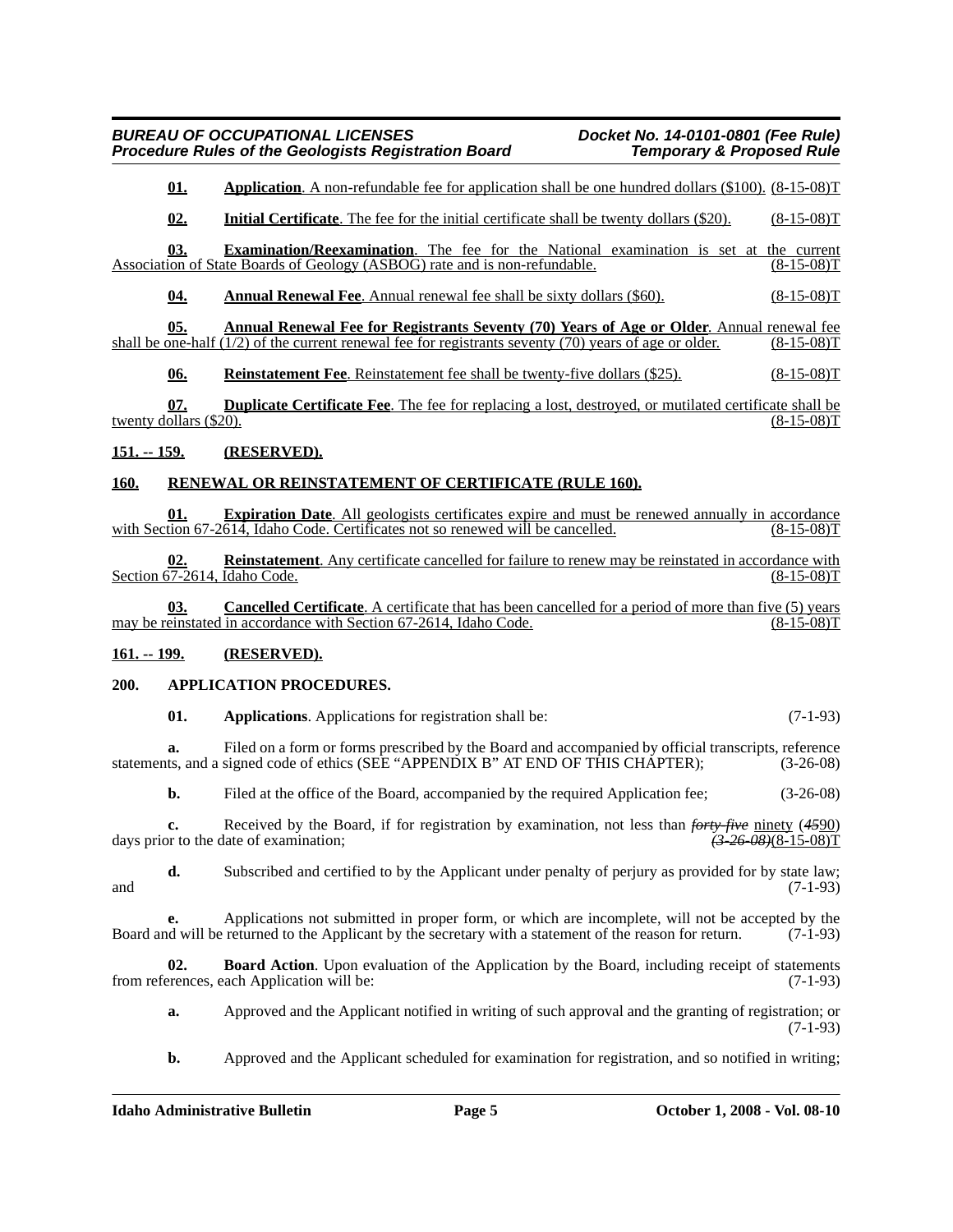**01. Application**. A non-refundable fee for application shall be one hundred dollars ($100). (8-15-08)T

**02. Initial Certificate**. The fee for the initial certificate shall be twenty dollars ($20). (8-15-08)T

**03. Examination/Reexamination**. The fee for the National examination is set at the current Association of State Boards of Geology (ASBOG) rate and is non-refundable. (8-15-08)T

**04. Annual Renewal Fee**. Annual renewal fee shall be sixty dollars ($60). (8-15-08)T

**05. Annual Renewal Fee for Registrants Seventy (70) Years of Age or Older**. Annual renewal fee shall be one-half (1/2) of the current renewal fee for registrants seventy (70) years of age or older. (8-15-08)T

**06. Reinstatement Fee**. Reinstatement fee shall be twenty-five dollars ($25). (8-15-08)T

**07. Duplicate Certificate Fee**. The fee for replacing a lost, destroyed, or mutilated certificate shall be twenty dollars ($20). (8-15-08)T

**151. -- 159. (RESERVED).**

**160. RENEWAL OR REINSTATEMENT OF CERTIFICATE (RULE 160).**

**01. Expiration Date**. All geologists certificates expire and must be renewed annually in accordance with Section 67-2614, Idaho Code. Certificates not so renewed will be cancelled. (8-15-08)T

**02. Reinstatement**. Any certificate cancelled for failure to renew may be reinstated in accordance with Section 67-2614, Idaho Code. (8-15-08)T

**03. Cancelled Certificate**. A certificate that has been cancelled for a period of more than five (5) years may be reinstated in accordance with Section 67-2614, Idaho Code. (8-15-08)T

**161. -- 199. (RESERVED).**

**200. APPLICATION PROCEDURES.**

**01. Applications**. Applications for registration shall be: (7-1-93)

**a.** Filed on a form or forms prescribed by the Board and accompanied by official transcripts, reference statements, and a signed code of ethics (SEE "APPENDIX B" AT END OF THIS CHAPTER); (3-26-08)

**b.** Filed at the office of the Board, accompanied by the required Application fee; (3-26-08)

**c.** Received by the Board, if for registration by examination, not less than ~~*forty-five*~~ ninety (~~*45*~~90) days prior to the date of examination; ~~*(3-26-08)*~~(8-15-08)T

**d.** Subscribed and certified to by the Applicant under penalty of perjury as provided for by state law; and (7-1-93)

**e.** Applications not submitted in proper form, or which are incomplete, will not be accepted by the Board and will be returned to the Applicant by the secretary with a statement of the reason for return. (7-1-93)

**02. Board Action**. Upon evaluation of the Application by the Board, including receipt of statements from references, each Application will be: (7-1-93)

**a.** Approved and the Applicant notified in writing of such approval and the granting of registration; or (7-1-93)

**b.** Approved and the Applicant scheduled for examination for registration, and so notified in writing;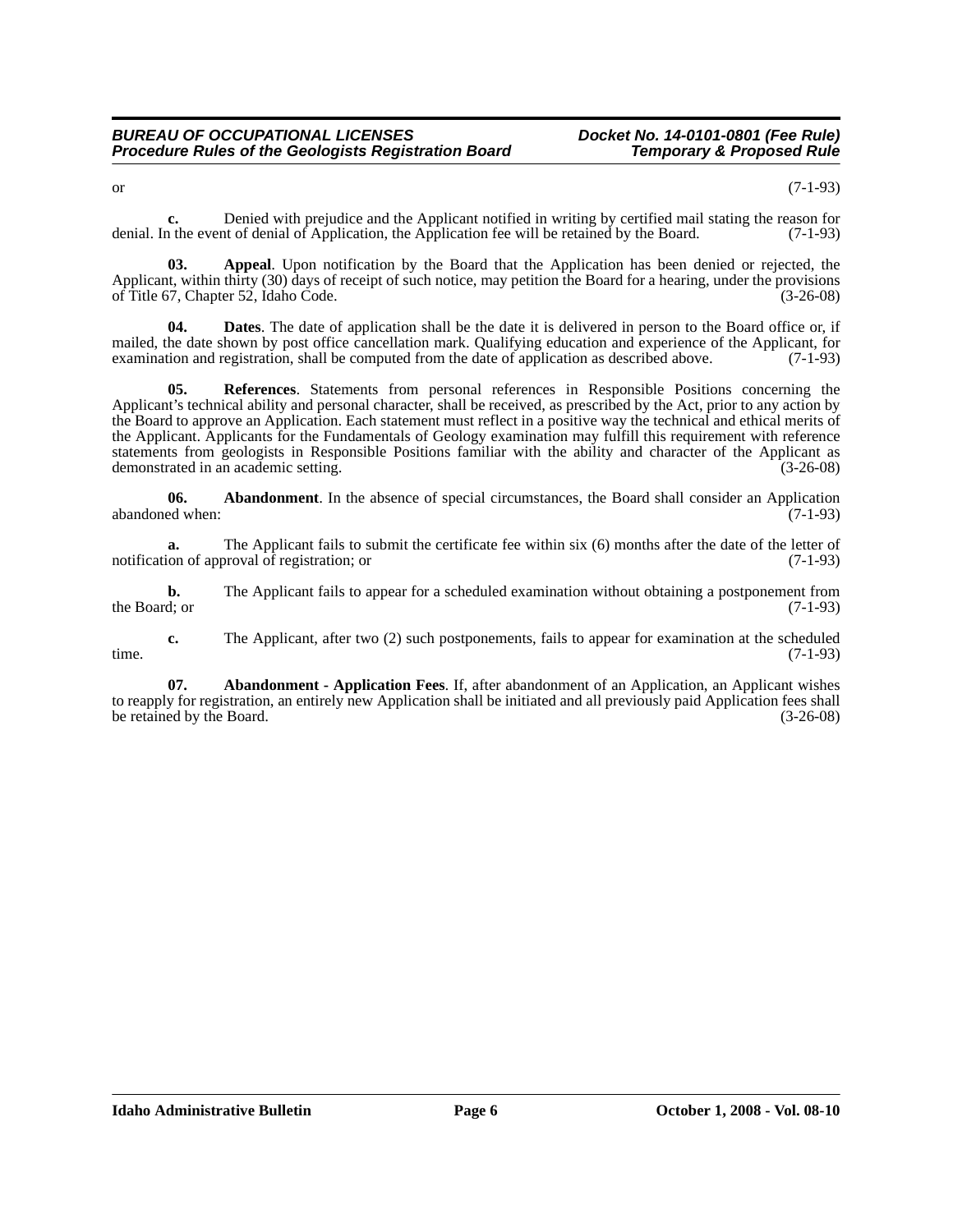or (7-1-93)

**c.** Denied with prejudice and the Applicant notified in writing by certified mail stating the reason for denial. In the event of denial of Application, the Application fee will be retained by the Board. (7-1-93)

**03. Appeal**. Upon notification by the Board that the Application has been denied or rejected, the Applicant, within thirty (30) days of receipt of such notice, may petition the Board for a hearing, under the provisions of Title 67, Chapter 52, Idaho Code. (3-26-08)

**04. Dates**. The date of application shall be the date it is delivered in person to the Board office or, if mailed, the date shown by post office cancellation mark. Qualifying education and experience of the Applicant, for examination and registration, shall be computed from the date of application as described above. (7-1-93)

**05. References**. Statements from personal references in Responsible Positions concerning the Applicant's technical ability and personal character, shall be received, as prescribed by the Act, prior to any action by the Board to approve an Application. Each statement must reflect in a positive way the technical and ethical merits of the Applicant. Applicants for the Fundamentals of Geology examination may fulfill this requirement with reference statements from geologists in Responsible Positions familiar with the ability and character of the Applicant as demonstrated in an academic setting. (3-26-08)

**06. Abandonment**. In the absence of special circumstances, the Board shall consider an Application abandoned when: (7-1-93)

**a.** The Applicant fails to submit the certificate fee within six (6) months after the date of the letter of notification of approval of registration; or (7-1-93)

**b.** The Applicant fails to appear for a scheduled examination without obtaining a postponement from the Board; or (7-1-93)

**c.** The Applicant, after two (2) such postponements, fails to appear for examination at the scheduled time. (7-1-93)

**07. Abandonment - Application Fees**. If, after abandonment of an Application, an Applicant wishes to reapply for registration, an entirely new Application shall be initiated and all previously paid Application fees shall be retained by the Board. (3-26-08)